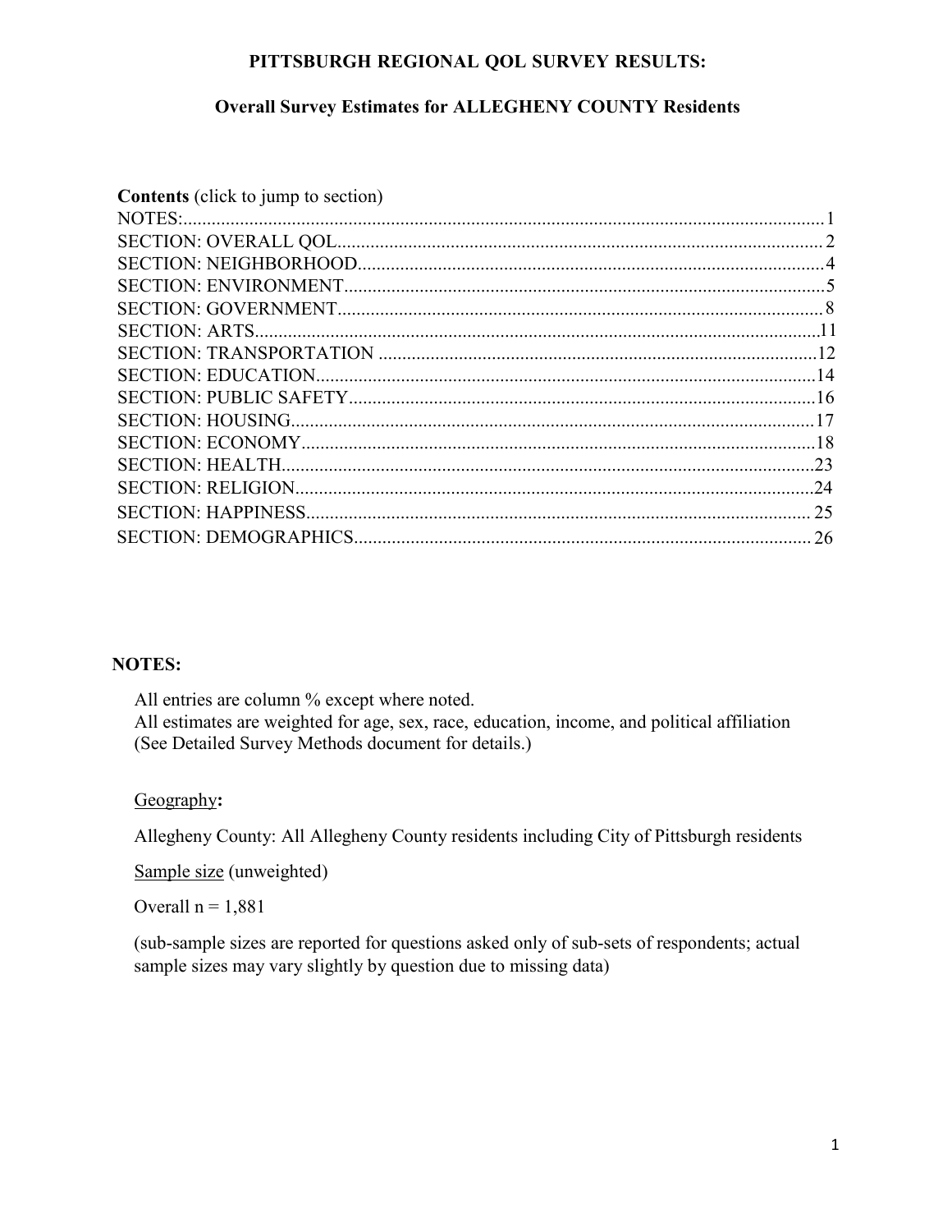# PITTSBURGH REGIONAL QOL SURVEY RESULTS:

## Overall Survey Estimates for ALLEGHENY COUNTY Residents

**Contents** (click to jump to section)

NOTES: 1
SECTION: OVERALL QOL 2
SECTION: NEIGHBORHOOD 4
SECTION: ENVIRONMENT 5
SECTION: GOVERNMENT 8
SECTION: ARTS 11
SECTION: TRANSPORTATION 12
SECTION: EDUCATION 14
SECTION: PUBLIC SAFETY 16
SECTION: HOUSING 17
SECTION: ECONOMY 18
SECTION: HEALTH 23
SECTION: RELIGION 24
SECTION: HAPPINESS 25
SECTION: DEMOGRAPHICS 26

**NOTES:**

All entries are column % except where noted.
All estimates are weighted for age, sex, race, education, income, and political affiliation (See Detailed Survey Methods document for details.)

Geography**:**

Allegheny County: All Allegheny County residents including City of Pittsburgh residents

Sample size (unweighted)

Overall n = 1,881

(sub-sample sizes are reported for questions asked only of sub-sets of respondents; actual sample sizes may vary slightly by question due to missing data)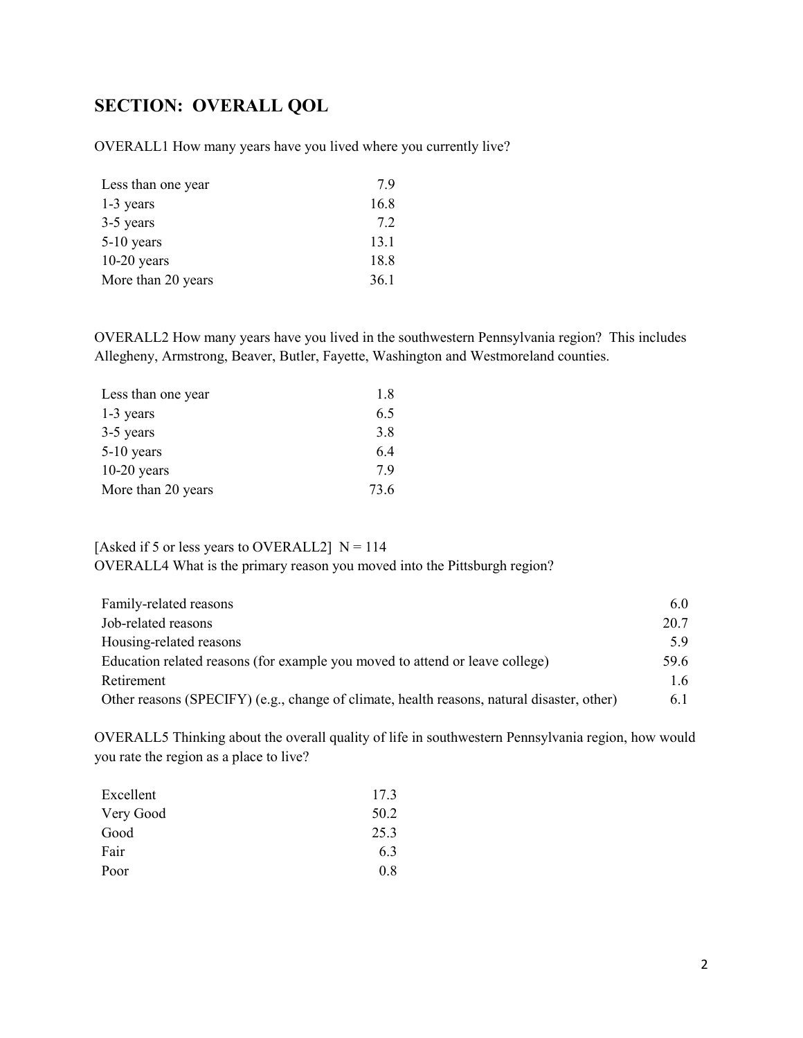## SECTION: OVERALL QOL

OVERALL1 How many years have you lived where you currently live?

| | |
|---|---|
| Less than one year | 7.9 |
| 1-3 years | 16.8 |
| 3-5 years | 7.2 |
| 5-10 years | 13.1 |
| 10-20 years | 18.8 |
| More than 20 years | 36.1 |

OVERALL2 How many years have you lived in the southwestern Pennsylvania region? This includes Allegheny, Armstrong, Beaver, Butler, Fayette, Washington and Westmoreland counties.

| | |
|---|---|
| Less than one year | 1.8 |
| 1-3 years | 6.5 |
| 3-5 years | 3.8 |
| 5-10 years | 6.4 |
| 10-20 years | 7.9 |
| More than 20 years | 73.6 |

[Asked if 5 or less years to OVERALL2] N = 114
OVERALL4 What is the primary reason you moved into the Pittsburgh region?

| | |
|---|---|
| Family-related reasons | 6.0 |
| Job-related reasons | 20.7 |
| Housing-related reasons | 5.9 |
| Education related reasons (for example you moved to attend or leave college) | 59.6 |
| Retirement | 1.6 |
| Other reasons (SPECIFY) (e.g., change of climate, health reasons, natural disaster, other) | 6.1 |

OVERALL5 Thinking about the overall quality of life in southwestern Pennsylvania region, how would you rate the region as a place to live?

| | |
|---|---|
| Excellent | 17.3 |
| Very Good | 50.2 |
| Good | 25.3 |
| Fair | 6.3 |
| Poor | 0.8 |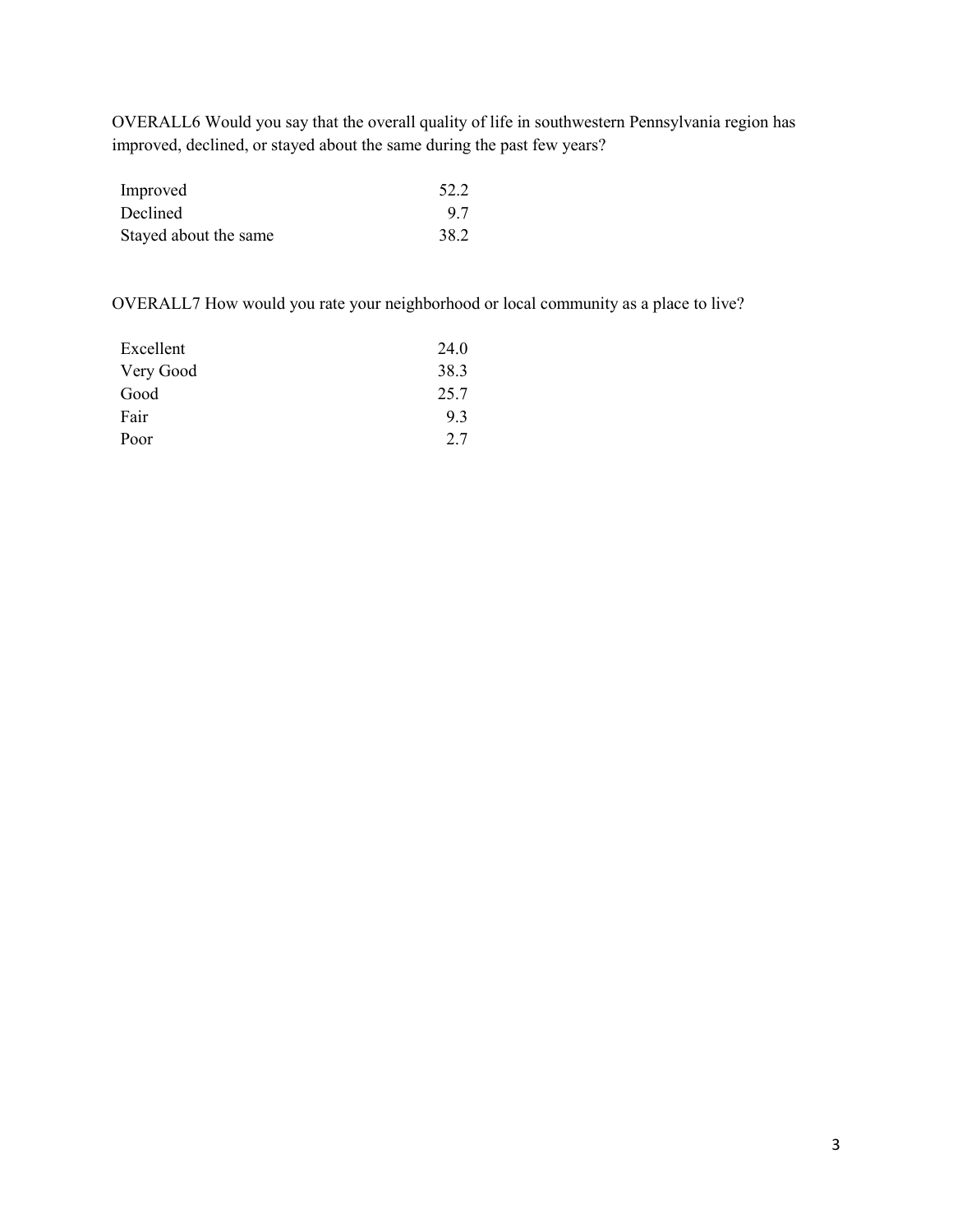OVERALL6 Would you say that the overall quality of life in southwestern Pennsylvania region has improved, declined, or stayed about the same during the past few years?

| | |
|---|---|
| Improved | 52.2 |
| Declined | 9.7 |
| Stayed about the same | 38.2 |

OVERALL7 How would you rate your neighborhood or local community as a place to live?

| | |
|---|---|
| Excellent | 24.0 |
| Very Good | 38.3 |
| Good | 25.7 |
| Fair | 9.3 |
| Poor | 2.7 |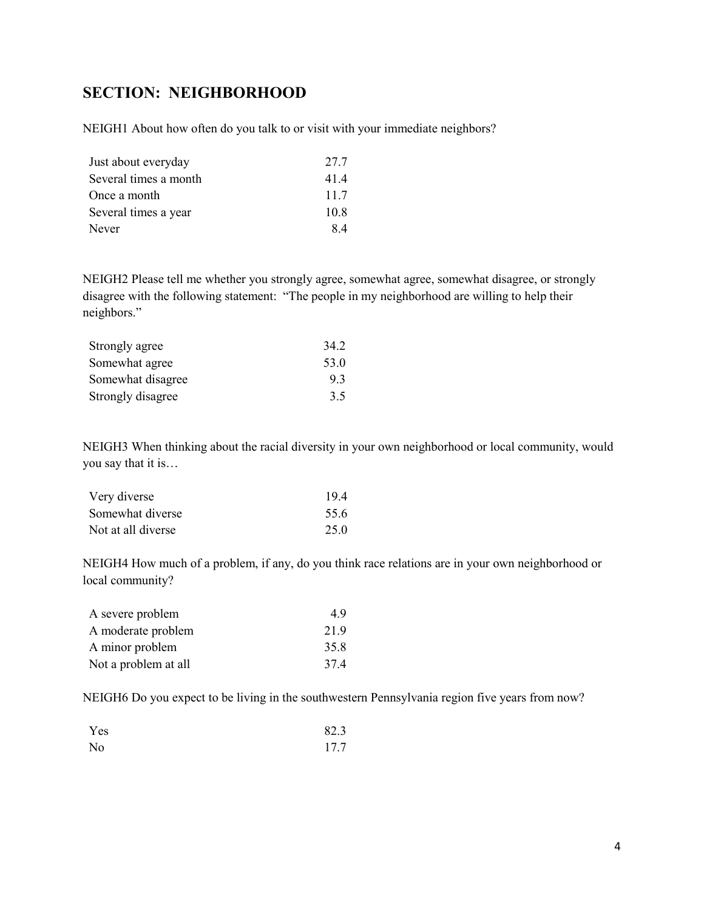## SECTION: NEIGHBORHOOD

NEIGH1 About how often do you talk to or visit with your immediate neighbors?

| | |
|---|---|
| Just about everyday | 27.7 |
| Several times a month | 41.4 |
| Once a month | 11.7 |
| Several times a year | 10.8 |
| Never | 8.4 |

NEIGH2 Please tell me whether you strongly agree, somewhat agree, somewhat disagree, or strongly disagree with the following statement: "The people in my neighborhood are willing to help their neighbors."

| | |
|---|---|
| Strongly agree | 34.2 |
| Somewhat agree | 53.0 |
| Somewhat disagree | 9.3 |
| Strongly disagree | 3.5 |

NEIGH3 When thinking about the racial diversity in your own neighborhood or local community, would you say that it is…

| | |
|---|---|
| Very diverse | 19.4 |
| Somewhat diverse | 55.6 |
| Not at all diverse | 25.0 |

NEIGH4 How much of a problem, if any, do you think race relations are in your own neighborhood or local community?

| | |
|---|---|
| A severe problem | 4.9 |
| A moderate problem | 21.9 |
| A minor problem | 35.8 |
| Not a problem at all | 37.4 |

NEIGH6 Do you expect to be living in the southwestern Pennsylvania region five years from now?

| | |
|---|---|
| Yes | 82.3 |
| No | 17.7 |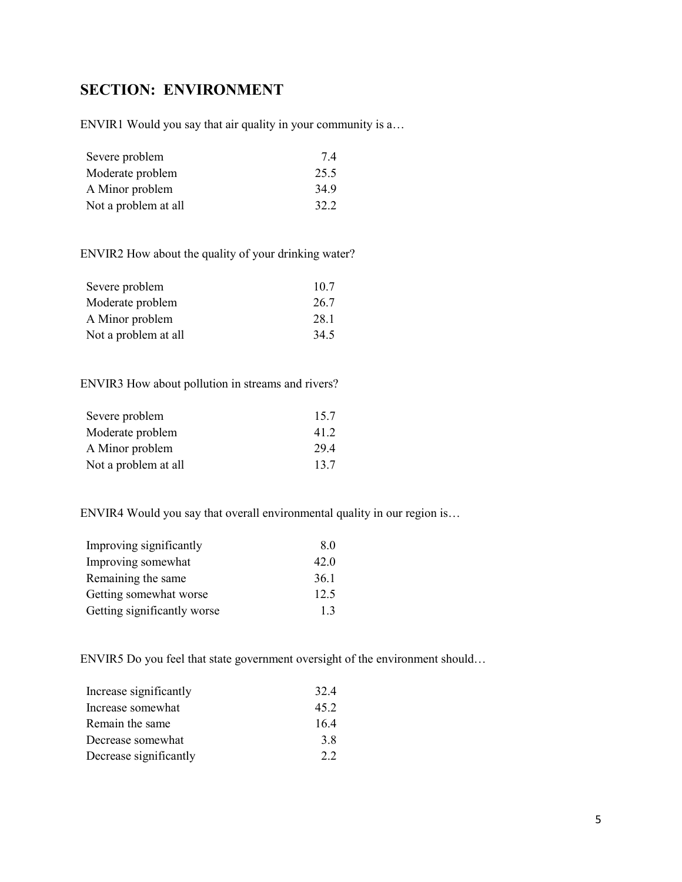## SECTION: ENVIRONMENT

ENVIR1 Would you say that air quality in your community is a…

| | |
|---|---|
| Severe problem | 7.4 |
| Moderate problem | 25.5 |
| A Minor problem | 34.9 |
| Not a problem at all | 32.2 |

ENVIR2 How about the quality of your drinking water?

| | |
|---|---|
| Severe problem | 10.7 |
| Moderate problem | 26.7 |
| A Minor problem | 28.1 |
| Not a problem at all | 34.5 |

ENVIR3 How about pollution in streams and rivers?

| | |
|---|---|
| Severe problem | 15.7 |
| Moderate problem | 41.2 |
| A Minor problem | 29.4 |
| Not a problem at all | 13.7 |

ENVIR4 Would you say that overall environmental quality in our region is…

| | |
|---|---|
| Improving significantly | 8.0 |
| Improving somewhat | 42.0 |
| Remaining the same | 36.1 |
| Getting somewhat worse | 12.5 |
| Getting significantly worse | 1.3 |

ENVIR5 Do you feel that state government oversight of the environment should…

| | |
|---|---|
| Increase significantly | 32.4 |
| Increase somewhat | 45.2 |
| Remain the same | 16.4 |
| Decrease somewhat | 3.8 |
| Decrease significantly | 2.2 |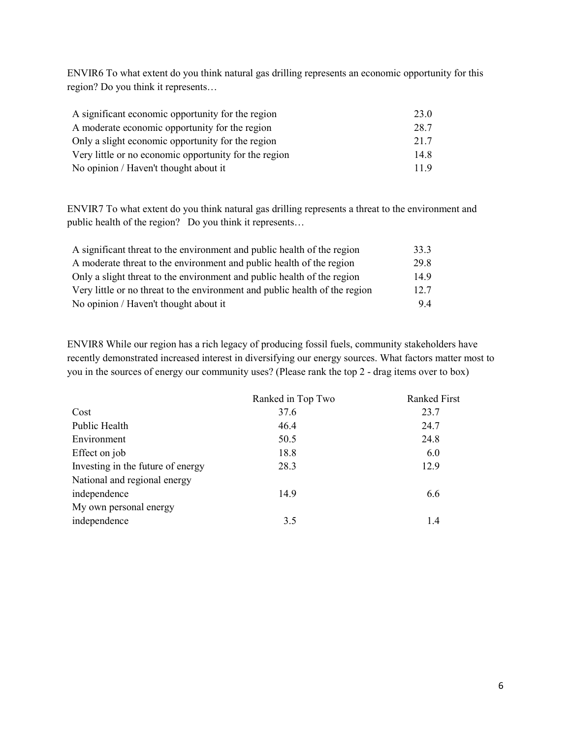ENVIR6 To what extent do you think natural gas drilling represents an economic opportunity for this region? Do you think it represents…

| | |
|---|---|
| A significant economic opportunity for the region | 23.0 |
| A moderate economic opportunity for the region | 28.7 |
| Only a slight economic opportunity for the region | 21.7 |
| Very little or no economic opportunity for the region | 14.8 |
| No opinion / Haven't thought about it | 11.9 |

ENVIR7 To what extent do you think natural gas drilling represents a threat to the environment and public health of the region? Do you think it represents…

| | |
|---|---|
| A significant threat to the environment and public health of the region | 33.3 |
| A moderate threat to the environment and public health of the region | 29.8 |
| Only a slight threat to the environment and public health of the region | 14.9 |
| Very little or no threat to the environment and public health of the region | 12.7 |
| No opinion / Haven't thought about it | 9.4 |

ENVIR8 While our region has a rich legacy of producing fossil fuels, community stakeholders have recently demonstrated increased interest in diversifying our energy sources. What factors matter most to you in the sources of energy our community uses? (Please rank the top 2 - drag items over to box)

| | Ranked in Top Two | Ranked First |
|---|---|---|
| Cost | 37.6 | 23.7 |
| Public Health | 46.4 | 24.7 |
| Environment | 50.5 | 24.8 |
| Effect on job | 18.8 | 6.0 |
| Investing in the future of energy | 28.3 | 12.9 |
| National and regional energy independence | 14.9 | 6.6 |
| My own personal energy independence | 3.5 | 1.4 |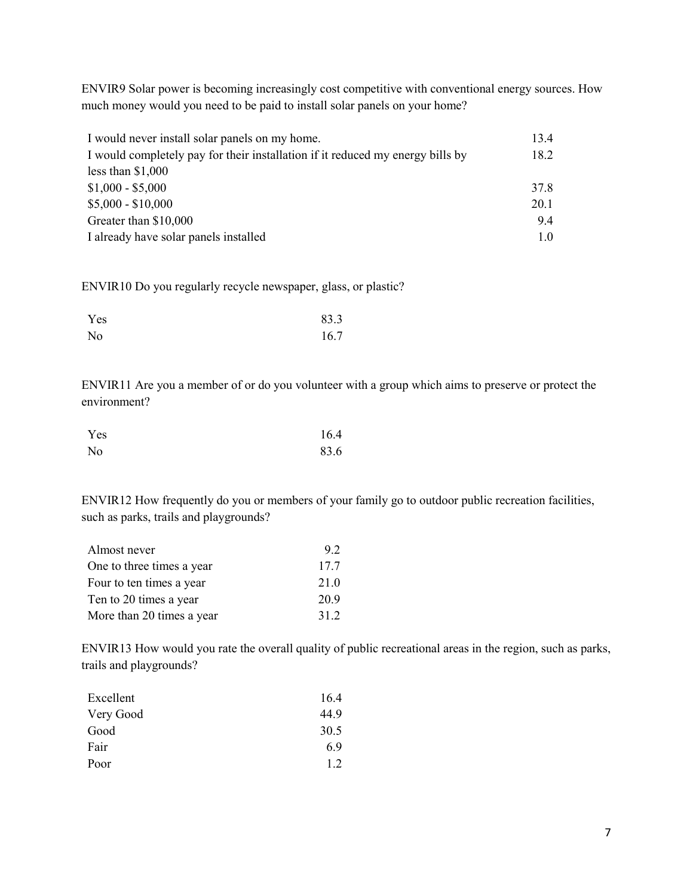ENVIR9 Solar power is becoming increasingly cost competitive with conventional energy sources. How much money would you need to be paid to install solar panels on your home?

| | |
|---|---|
| I would never install solar panels on my home. | 13.4 |
| I would completely pay for their installation if it reduced my energy bills by less than $1,000 | 18.2 |
| $1,000 - $5,000 | 37.8 |
| $5,000 - $10,000 | 20.1 |
| Greater than $10,000 | 9.4 |
| I already have solar panels installed | 1.0 |

ENVIR10 Do you regularly recycle newspaper, glass, or plastic?

| | |
|---|---|
| Yes | 83.3 |
| No | 16.7 |

ENVIR11 Are you a member of or do you volunteer with a group which aims to preserve or protect the environment?

| | |
|---|---|
| Yes | 16.4 |
| No | 83.6 |

ENVIR12 How frequently do you or members of your family go to outdoor public recreation facilities, such as parks, trails and playgrounds?

| | |
|---|---|
| Almost never | 9.2 |
| One to three times a year | 17.7 |
| Four to ten times a year | 21.0 |
| Ten to 20 times a year | 20.9 |
| More than 20 times a year | 31.2 |

ENVIR13 How would you rate the overall quality of public recreational areas in the region, such as parks, trails and playgrounds?

| | |
|---|---|
| Excellent | 16.4 |
| Very Good | 44.9 |
| Good | 30.5 |
| Fair | 6.9 |
| Poor | 1.2 |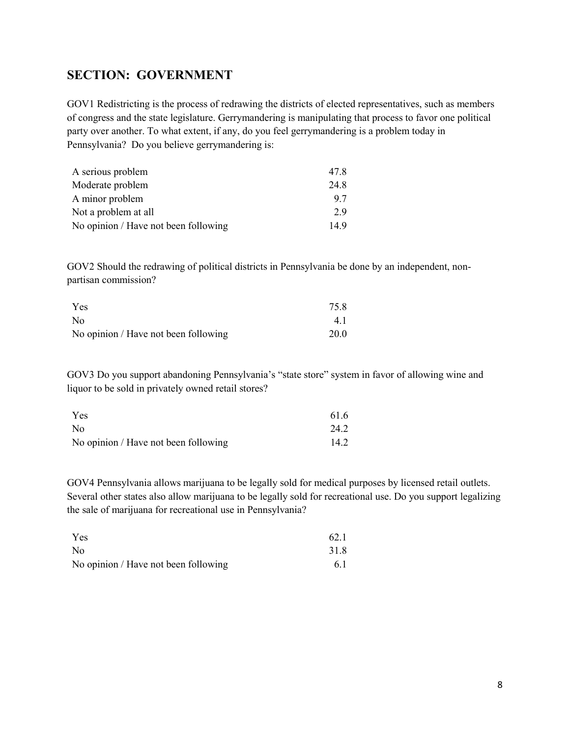## SECTION: GOVERNMENT

GOV1 Redistricting is the process of redrawing the districts of elected representatives, such as members of congress and the state legislature. Gerrymandering is manipulating that process to favor one political party over another. To what extent, if any, do you feel gerrymandering is a problem today in Pennsylvania? Do you believe gerrymandering is:

| | |
|---|---|
| A serious problem | 47.8 |
| Moderate problem | 24.8 |
| A minor problem | 9.7 |
| Not a problem at all | 2.9 |
| No opinion / Have not been following | 14.9 |

GOV2 Should the redrawing of political districts in Pennsylvania be done by an independent, non-partisan commission?

| | |
|---|---|
| Yes | 75.8 |
| No | 4.1 |
| No opinion / Have not been following | 20.0 |

GOV3 Do you support abandoning Pennsylvania's "state store" system in favor of allowing wine and liquor to be sold in privately owned retail stores?

| | |
|---|---|
| Yes | 61.6 |
| No | 24.2 |
| No opinion / Have not been following | 14.2 |

GOV4 Pennsylvania allows marijuana to be legally sold for medical purposes by licensed retail outlets. Several other states also allow marijuana to be legally sold for recreational use. Do you support legalizing the sale of marijuana for recreational use in Pennsylvania?

| | |
|---|---|
| Yes | 62.1 |
| No | 31.8 |
| No opinion / Have not been following | 6.1 |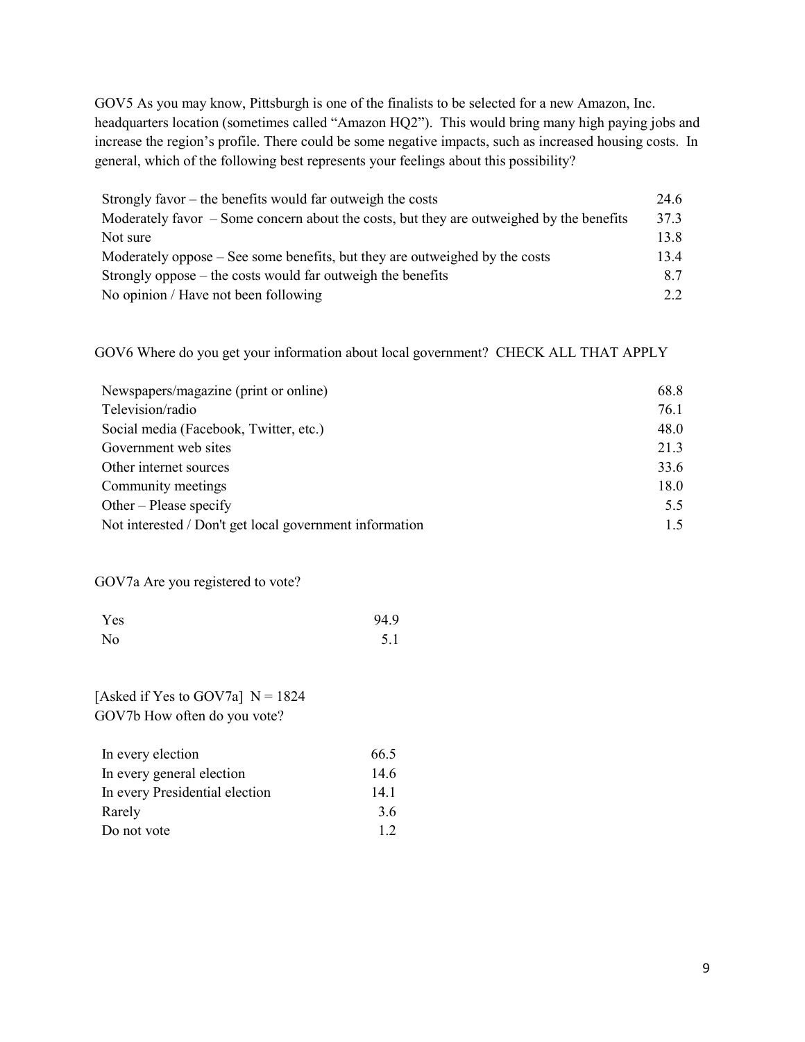GOV5 As you may know, Pittsburgh is one of the finalists to be selected for a new Amazon, Inc. headquarters location (sometimes called "Amazon HQ2"). This would bring many high paying jobs and increase the region's profile. There could be some negative impacts, such as increased housing costs. In general, which of the following best represents your feelings about this possibility?

| | |
|---|---|
| Strongly favor – the benefits would far outweigh the costs | 24.6 |
| Moderately favor – Some concern about the costs, but they are outweighed by the benefits | 37.3 |
| Not sure | 13.8 |
| Moderately oppose – See some benefits, but they are outweighed by the costs | 13.4 |
| Strongly oppose – the costs would far outweigh the benefits | 8.7 |
| No opinion / Have not been following | 2.2 |

GOV6 Where do you get your information about local government? CHECK ALL THAT APPLY

| | |
|---|---|
| Newspapers/magazine (print or online) | 68.8 |
| Television/radio | 76.1 |
| Social media (Facebook, Twitter, etc.) | 48.0 |
| Government web sites | 21.3 |
| Other internet sources | 33.6 |
| Community meetings | 18.0 |
| Other – Please specify | 5.5 |
| Not interested / Don't get local government information | 1.5 |

GOV7a Are you registered to vote?

| | |
|---|---|
| Yes | 94.9 |
| No | 5.1 |

[Asked if Yes to GOV7a] N = 1824
GOV7b How often do you vote?

| | |
|---|---|
| In every election | 66.5 |
| In every general election | 14.6 |
| In every Presidential election | 14.1 |
| Rarely | 3.6 |
| Do not vote | 1.2 |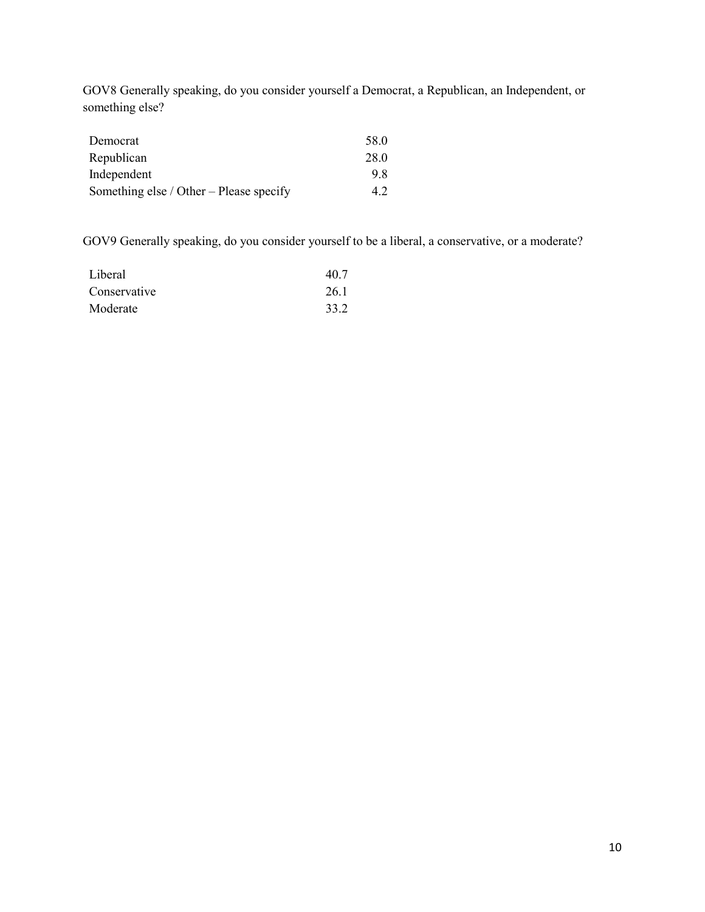GOV8 Generally speaking, do you consider yourself a Democrat, a Republican, an Independent, or something else?

| | |
|---|---|
| Democrat | 58.0 |
| Republican | 28.0 |
| Independent | 9.8 |
| Something else / Other – Please specify | 4.2 |

GOV9 Generally speaking, do you consider yourself to be a liberal, a conservative, or a moderate?

| | |
|---|---|
| Liberal | 40.7 |
| Conservative | 26.1 |
| Moderate | 33.2 |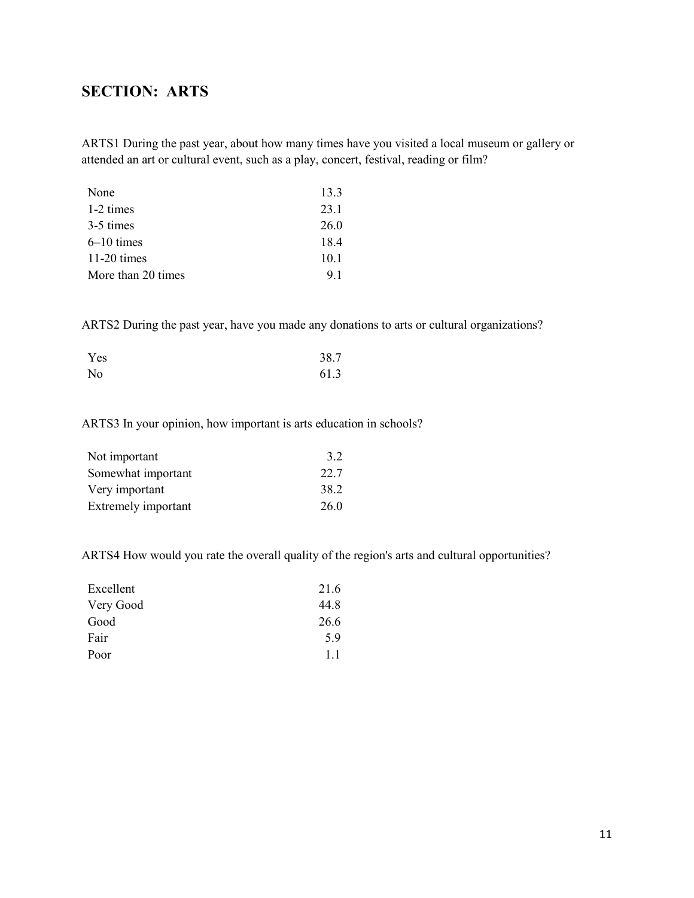## SECTION: ARTS

ARTS1 During the past year, about how many times have you visited a local museum or gallery or attended an art or cultural event, such as a play, concert, festival, reading or film?

| | |
|---|---|
| None | 13.3 |
| 1-2 times | 23.1 |
| 3-5 times | 26.0 |
| 6–10 times | 18.4 |
| 11-20 times | 10.1 |
| More than 20 times | 9.1 |

ARTS2 During the past year, have you made any donations to arts or cultural organizations?

| | |
|---|---|
| Yes | 38.7 |
| No | 61.3 |

ARTS3 In your opinion, how important is arts education in schools?

| | |
|---|---|
| Not important | 3.2 |
| Somewhat important | 22.7 |
| Very important | 38.2 |
| Extremely important | 26.0 |

ARTS4 How would you rate the overall quality of the region's arts and cultural opportunities?

| | |
|---|---|
| Excellent | 21.6 |
| Very Good | 44.8 |
| Good | 26.6 |
| Fair | 5.9 |
| Poor | 1.1 |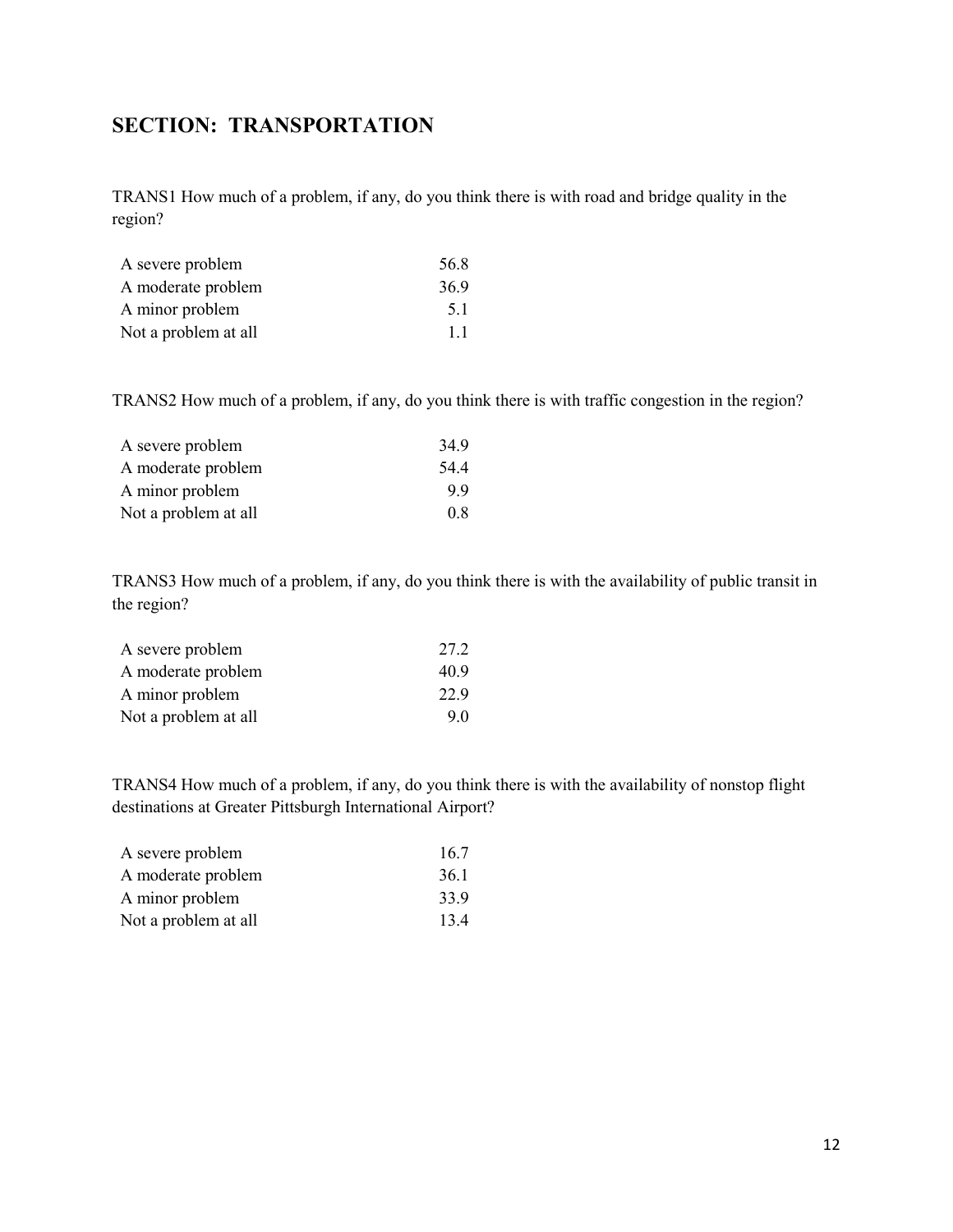## SECTION: TRANSPORTATION

TRANS1 How much of a problem, if any, do you think there is with road and bridge quality in the region?

| | |
|---|---|
| A severe problem | 56.8 |
| A moderate problem | 36.9 |
| A minor problem | 5.1 |
| Not a problem at all | 1.1 |

TRANS2 How much of a problem, if any, do you think there is with traffic congestion in the region?

| | |
|---|---|
| A severe problem | 34.9 |
| A moderate problem | 54.4 |
| A minor problem | 9.9 |
| Not a problem at all | 0.8 |

TRANS3 How much of a problem, if any, do you think there is with the availability of public transit in the region?

| | |
|---|---|
| A severe problem | 27.2 |
| A moderate problem | 40.9 |
| A minor problem | 22.9 |
| Not a problem at all | 9.0 |

TRANS4 How much of a problem, if any, do you think there is with the availability of nonstop flight destinations at Greater Pittsburgh International Airport?

| | |
|---|---|
| A severe problem | 16.7 |
| A moderate problem | 36.1 |
| A minor problem | 33.9 |
| Not a problem at all | 13.4 |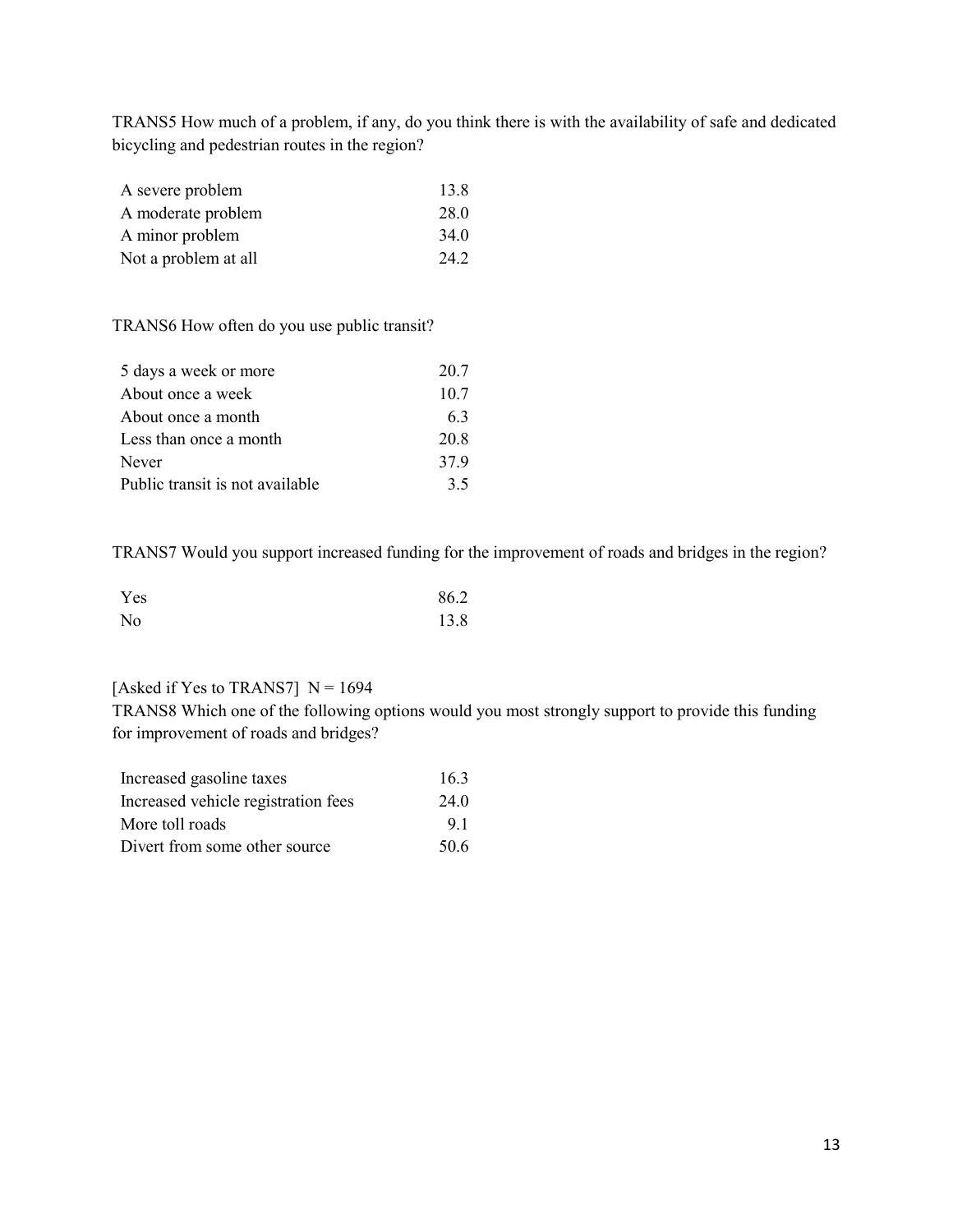TRANS5 How much of a problem, if any, do you think there is with the availability of safe and dedicated bicycling and pedestrian routes in the region?

| | |
|---|---|
| A severe problem | 13.8 |
| A moderate problem | 28.0 |
| A minor problem | 34.0 |
| Not a problem at all | 24.2 |

TRANS6 How often do you use public transit?

| | |
|---|---|
| 5 days a week or more | 20.7 |
| About once a week | 10.7 |
| About once a month | 6.3 |
| Less than once a month | 20.8 |
| Never | 37.9 |
| Public transit is not available | 3.5 |

TRANS7 Would you support increased funding for the improvement of roads and bridges in the region?

| | |
|---|---|
| Yes | 86.2 |
| No | 13.8 |

[Asked if Yes to TRANS7] N = 1694

TRANS8 Which one of the following options would you most strongly support to provide this funding for improvement of roads and bridges?

| | |
|---|---|
| Increased gasoline taxes | 16.3 |
| Increased vehicle registration fees | 24.0 |
| More toll roads | 9.1 |
| Divert from some other source | 50.6 |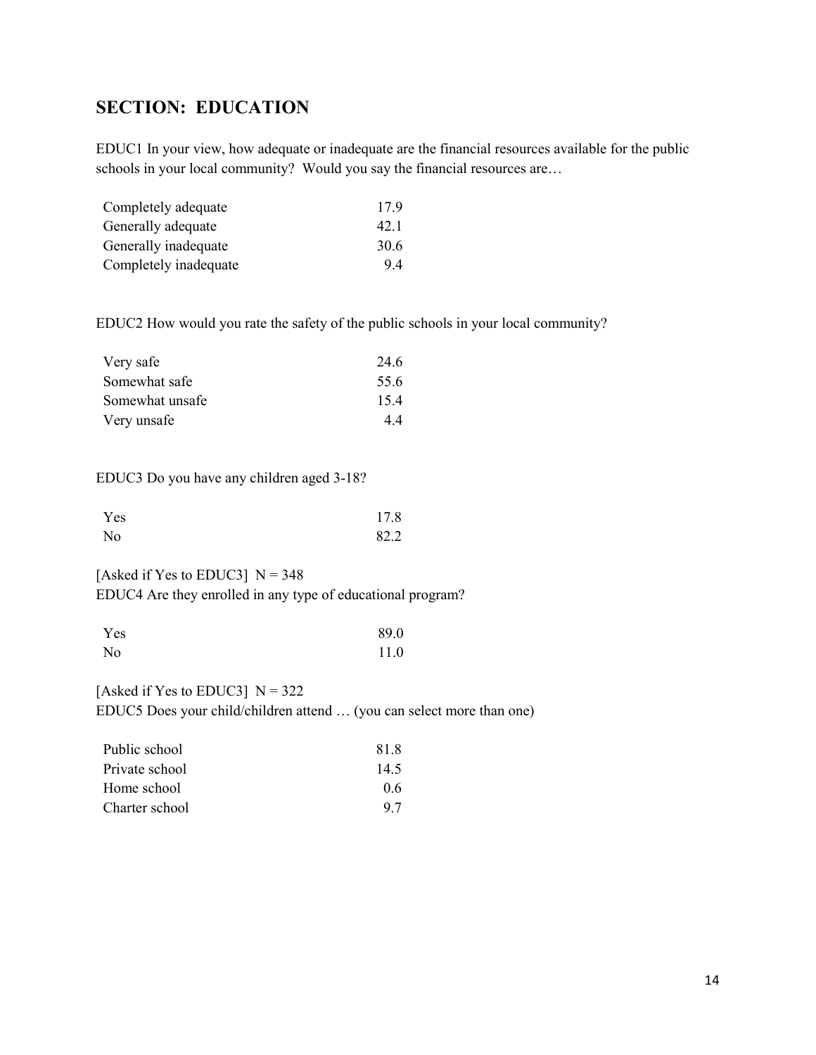## SECTION: EDUCATION

EDUC1 In your view, how adequate or inadequate are the financial resources available for the public schools in your local community? Would you say the financial resources are…

| | |
|---|---|
| Completely adequate | 17.9 |
| Generally adequate | 42.1 |
| Generally inadequate | 30.6 |
| Completely inadequate | 9.4 |

EDUC2 How would you rate the safety of the public schools in your local community?

| | |
|---|---|
| Very safe | 24.6 |
| Somewhat safe | 55.6 |
| Somewhat unsafe | 15.4 |
| Very unsafe | 4.4 |

EDUC3 Do you have any children aged 3-18?

| | |
|---|---|
| Yes | 17.8 |
| No | 82.2 |

[Asked if Yes to EDUC3] N = 348
EDUC4 Are they enrolled in any type of educational program?

| | |
|---|---|
| Yes | 89.0 |
| No | 11.0 |

[Asked if Yes to EDUC3] N = 322
EDUC5 Does your child/children attend … (you can select more than one)

| | |
|---|---|
| Public school | 81.8 |
| Private school | 14.5 |
| Home school | 0.6 |
| Charter school | 9.7 |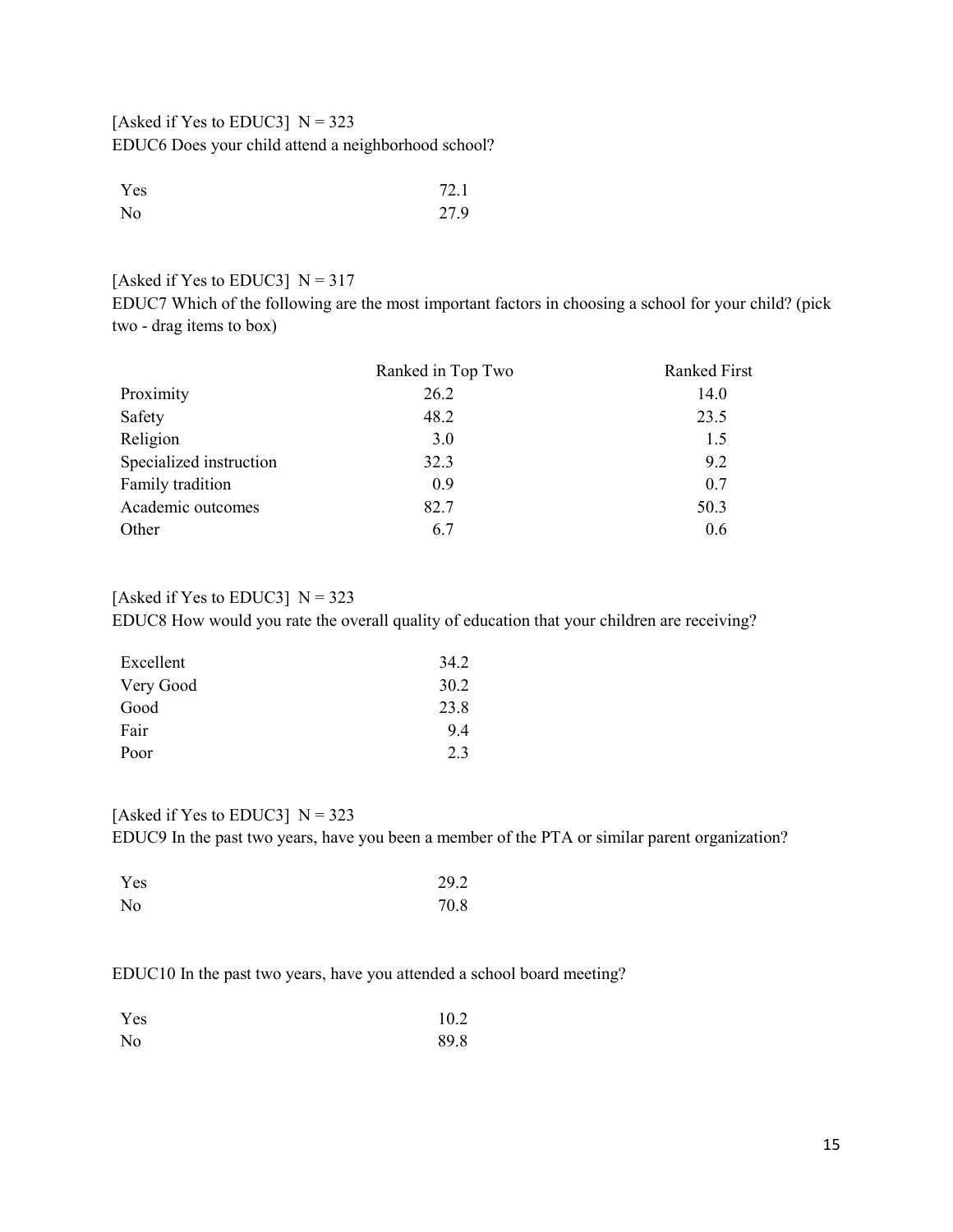[Asked if Yes to EDUC3]  N = 323

EDUC6 Does your child attend a neighborhood school?

| | |
|---|---|
| Yes | 72.1 |
| No | 27.9 |

[Asked if Yes to EDUC3]  N = 317

EDUC7 Which of the following are the most important factors in choosing a school for your child? (pick two - drag items to box)

| | Ranked in Top Two | Ranked First |
|---|---|---|
| Proximity | 26.2 | 14.0 |
| Safety | 48.2 | 23.5 |
| Religion | 3.0 | 1.5 |
| Specialized instruction | 32.3 | 9.2 |
| Family tradition | 0.9 | 0.7 |
| Academic outcomes | 82.7 | 50.3 |
| Other | 6.7 | 0.6 |

[Asked if Yes to EDUC3]  N = 323

EDUC8 How would you rate the overall quality of education that your children are receiving?

| | |
|---|---|
| Excellent | 34.2 |
| Very Good | 30.2 |
| Good | 23.8 |
| Fair | 9.4 |
| Poor | 2.3 |

[Asked if Yes to EDUC3]  N = 323

EDUC9 In the past two years, have you been a member of the PTA or similar parent organization?

| | |
|---|---|
| Yes | 29.2 |
| No | 70.8 |

EDUC10 In the past two years, have you attended a school board meeting?

| | |
|---|---|
| Yes | 10.2 |
| No | 89.8 |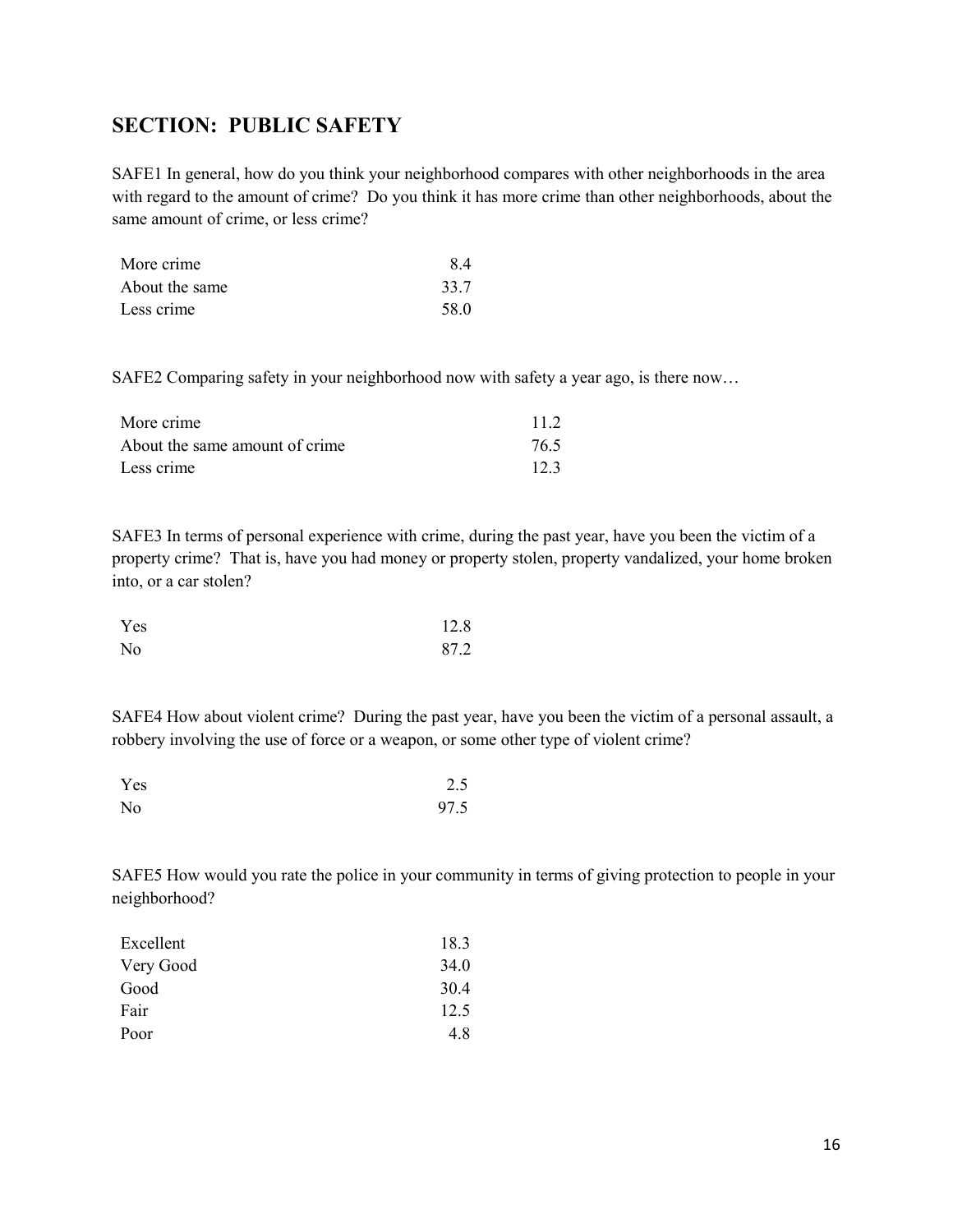## SECTION: PUBLIC SAFETY

SAFE1 In general, how do you think your neighborhood compares with other neighborhoods in the area with regard to the amount of crime? Do you think it has more crime than other neighborhoods, about the same amount of crime, or less crime?

| | |
|---|---|
| More crime | 8.4 |
| About the same | 33.7 |
| Less crime | 58.0 |

SAFE2 Comparing safety in your neighborhood now with safety a year ago, is there now…

| | |
|---|---|
| More crime | 11.2 |
| About the same amount of crime | 76.5 |
| Less crime | 12.3 |

SAFE3 In terms of personal experience with crime, during the past year, have you been the victim of a property crime? That is, have you had money or property stolen, property vandalized, your home broken into, or a car stolen?

| | |
|---|---|
| Yes | 12.8 |
| No | 87.2 |

SAFE4 How about violent crime? During the past year, have you been the victim of a personal assault, a robbery involving the use of force or a weapon, or some other type of violent crime?

| | |
|---|---|
| Yes | 2.5 |
| No | 97.5 |

SAFE5 How would you rate the police in your community in terms of giving protection to people in your neighborhood?

| | |
|---|---|
| Excellent | 18.3 |
| Very Good | 34.0 |
| Good | 30.4 |
| Fair | 12.5 |
| Poor | 4.8 |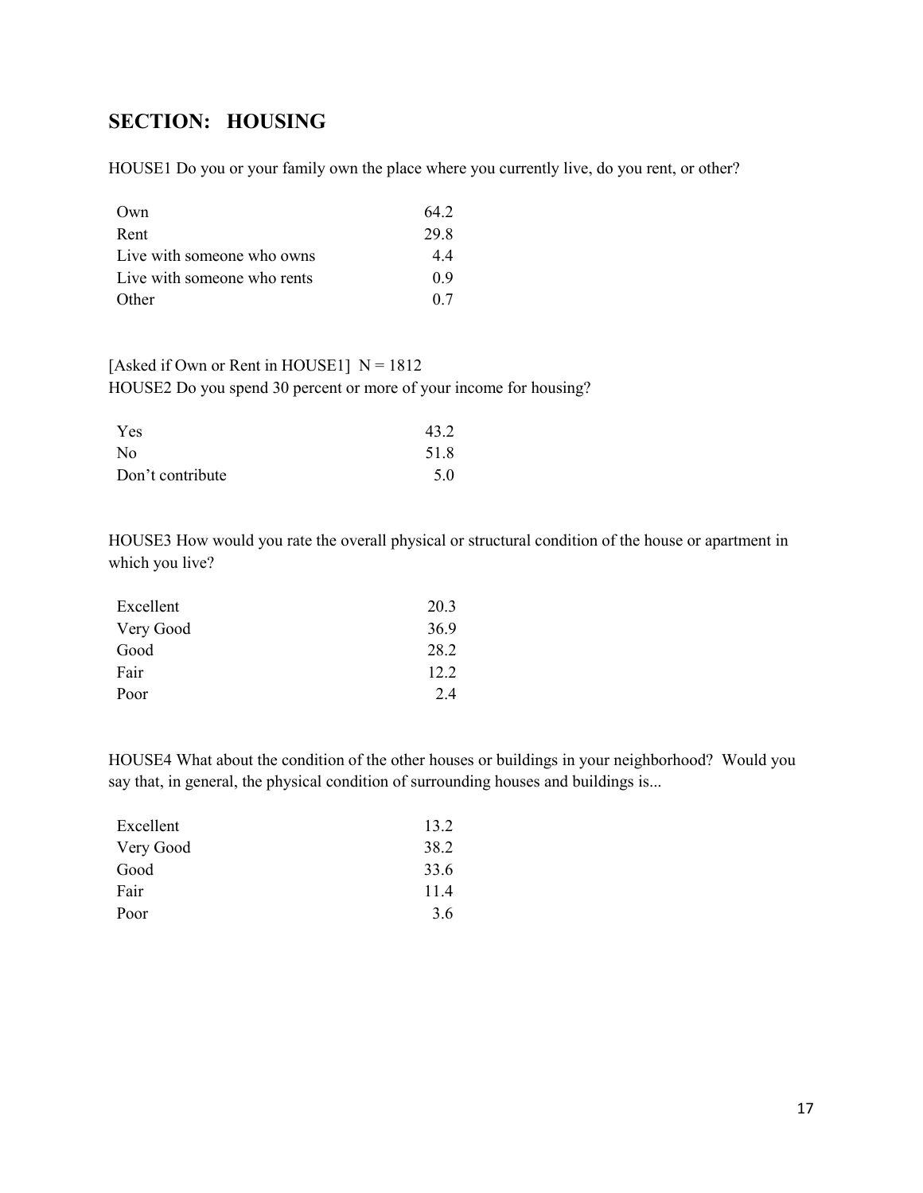## SECTION: HOUSING

HOUSE1 Do you or your family own the place where you currently live, do you rent, or other?

| | |
|---|---|
| Own | 64.2 |
| Rent | 29.8 |
| Live with someone who owns | 4.4 |
| Live with someone who rents | 0.9 |
| Other | 0.7 |

[Asked if Own or Rent in HOUSE1] N = 1812
HOUSE2 Do you spend 30 percent or more of your income for housing?

| | |
|---|---|
| Yes | 43.2 |
| No | 51.8 |
| Don't contribute | 5.0 |

HOUSE3 How would you rate the overall physical or structural condition of the house or apartment in which you live?

| | |
|---|---|
| Excellent | 20.3 |
| Very Good | 36.9 |
| Good | 28.2 |
| Fair | 12.2 |
| Poor | 2.4 |

HOUSE4 What about the condition of the other houses or buildings in your neighborhood? Would you say that, in general, the physical condition of surrounding houses and buildings is...

| | |
|---|---|
| Excellent | 13.2 |
| Very Good | 38.2 |
| Good | 33.6 |
| Fair | 11.4 |
| Poor | 3.6 |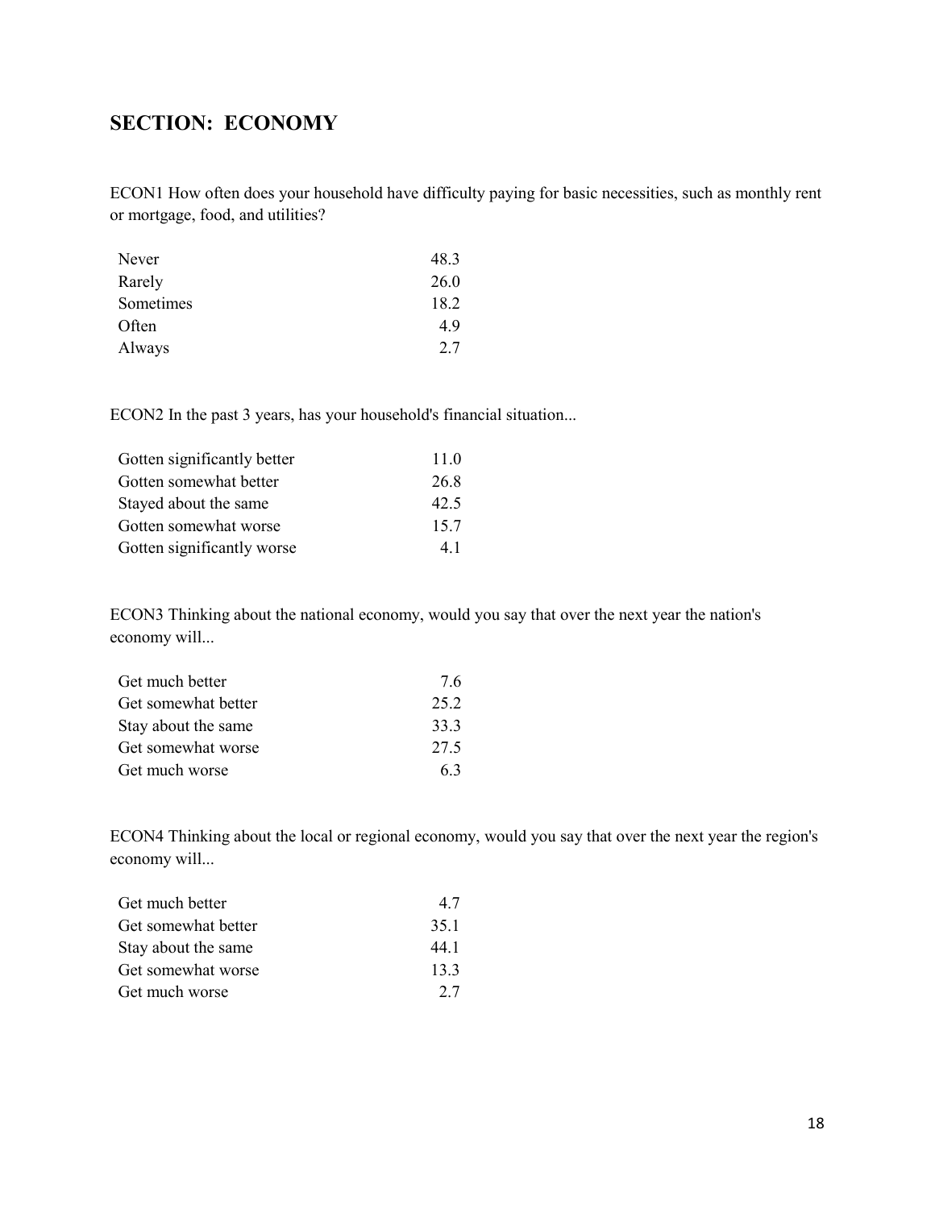## SECTION: ECONOMY

ECON1 How often does your household have difficulty paying for basic necessities, such as monthly rent or mortgage, food, and utilities?

| | |
|---|---|
| Never | 48.3 |
| Rarely | 26.0 |
| Sometimes | 18.2 |
| Often | 4.9 |
| Always | 2.7 |

ECON2 In the past 3 years, has your household's financial situation...

| | |
|---|---|
| Gotten significantly better | 11.0 |
| Gotten somewhat better | 26.8 |
| Stayed about the same | 42.5 |
| Gotten somewhat worse | 15.7 |
| Gotten significantly worse | 4.1 |

ECON3 Thinking about the national economy, would you say that over the next year the nation's economy will...

| | |
|---|---|
| Get much better | 7.6 |
| Get somewhat better | 25.2 |
| Stay about the same | 33.3 |
| Get somewhat worse | 27.5 |
| Get much worse | 6.3 |

ECON4 Thinking about the local or regional economy, would you say that over the next year the region's economy will...

| | |
|---|---|
| Get much better | 4.7 |
| Get somewhat better | 35.1 |
| Stay about the same | 44.1 |
| Get somewhat worse | 13.3 |
| Get much worse | 2.7 |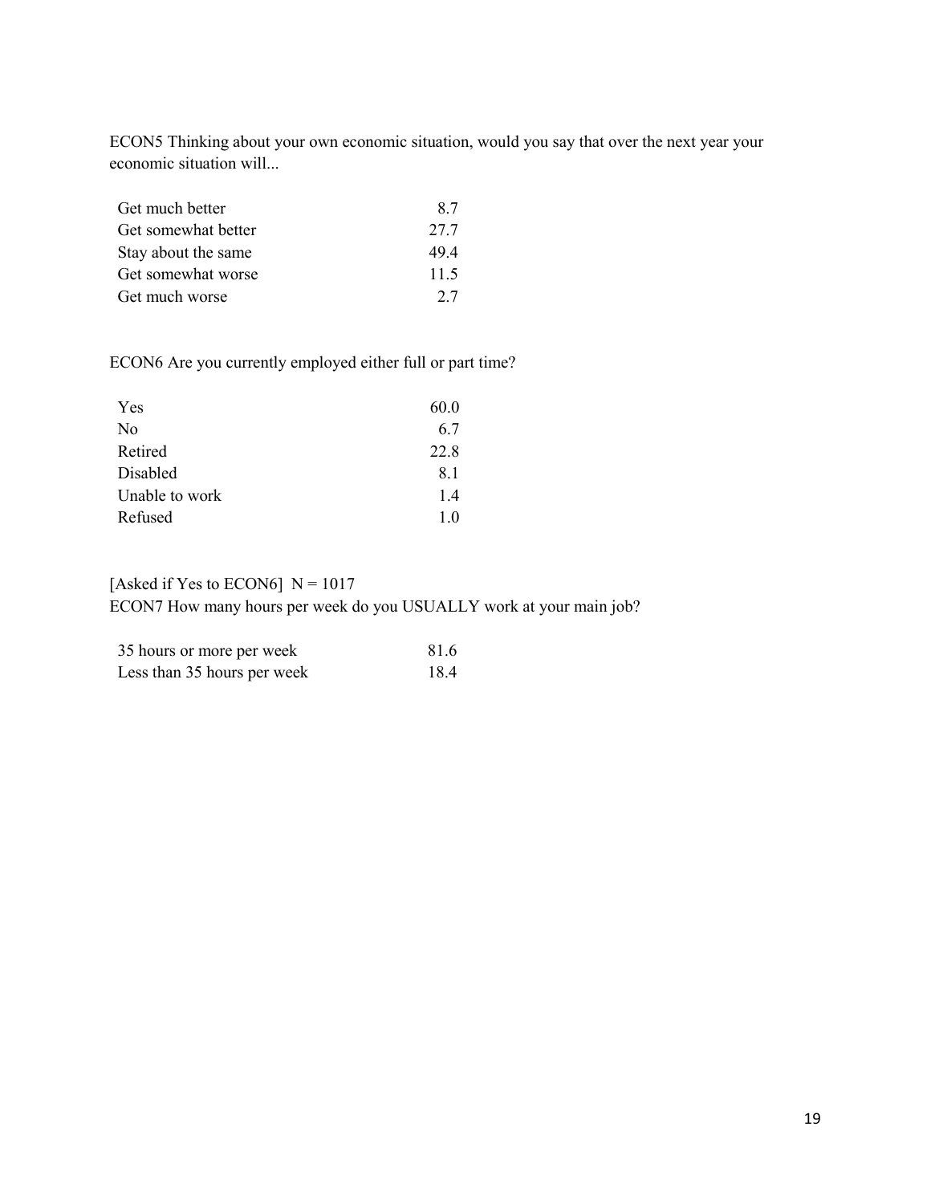ECON5 Thinking about your own economic situation, would you say that over the next year your economic situation will...

| | |
|---|---|
| Get much better | 8.7 |
| Get somewhat better | 27.7 |
| Stay about the same | 49.4 |
| Get somewhat worse | 11.5 |
| Get much worse | 2.7 |

ECON6 Are you currently employed either full or part time?

| | |
|---|---|
| Yes | 60.0 |
| No | 6.7 |
| Retired | 22.8 |
| Disabled | 8.1 |
| Unable to work | 1.4 |
| Refused | 1.0 |

[Asked if Yes to ECON6] N = 1017
ECON7 How many hours per week do you USUALLY work at your main job?

| | |
|---|---|
| 35 hours or more per week | 81.6 |
| Less than 35 hours per week | 18.4 |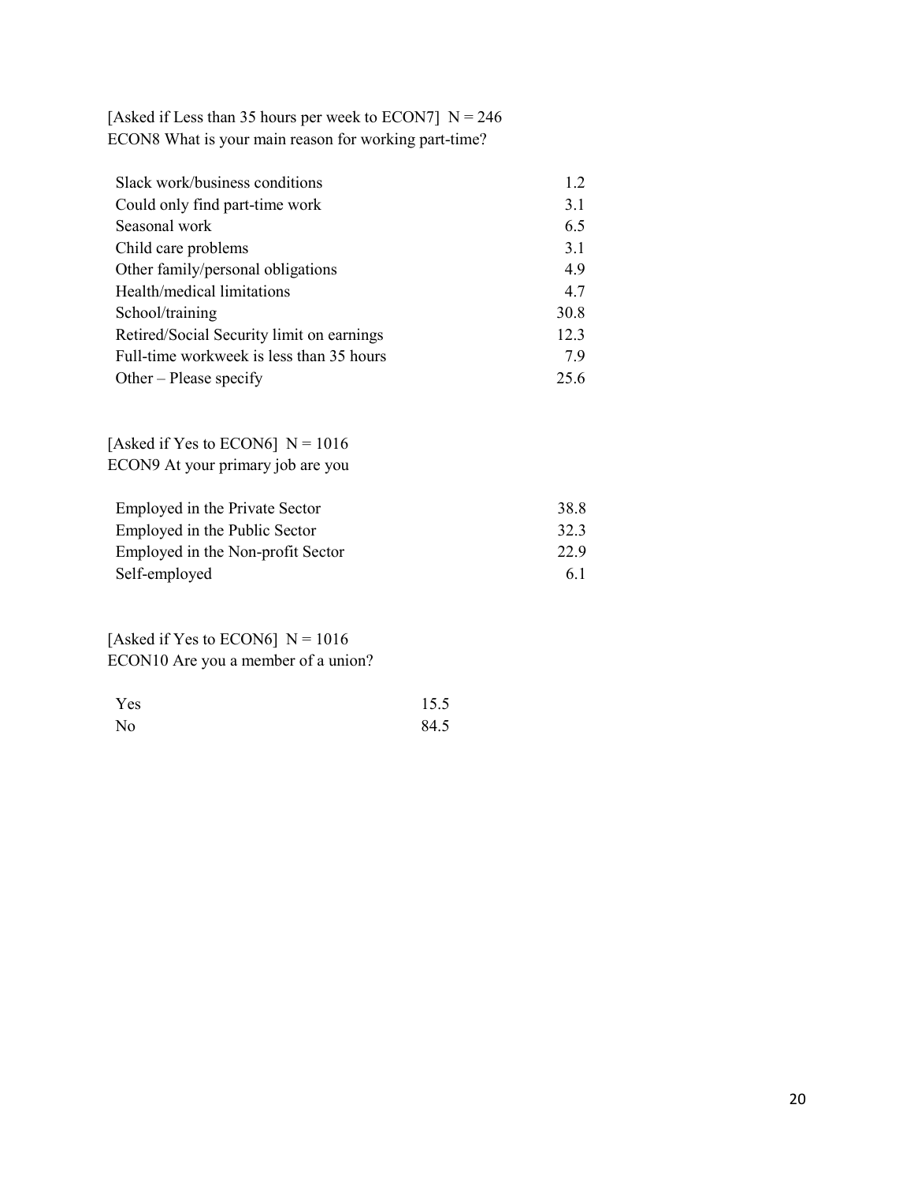[Asked if Less than 35 hours per week to ECON7] N = 246
ECON8 What is your main reason for working part-time?

| | |
|---|---|
| Slack work/business conditions | 1.2 |
| Could only find part-time work | 3.1 |
| Seasonal work | 6.5 |
| Child care problems | 3.1 |
| Other family/personal obligations | 4.9 |
| Health/medical limitations | 4.7 |
| School/training | 30.8 |
| Retired/Social Security limit on earnings | 12.3 |
| Full-time workweek is less than 35 hours | 7.9 |
| Other – Please specify | 25.6 |

[Asked if Yes to ECON6] N = 1016
ECON9 At your primary job are you

| | |
|---|---|
| Employed in the Private Sector | 38.8 |
| Employed in the Public Sector | 32.3 |
| Employed in the Non-profit Sector | 22.9 |
| Self-employed | 6.1 |

[Asked if Yes to ECON6] N = 1016
ECON10 Are you a member of a union?

| | |
|---|---|
| Yes | 15.5 |
| No | 84.5 |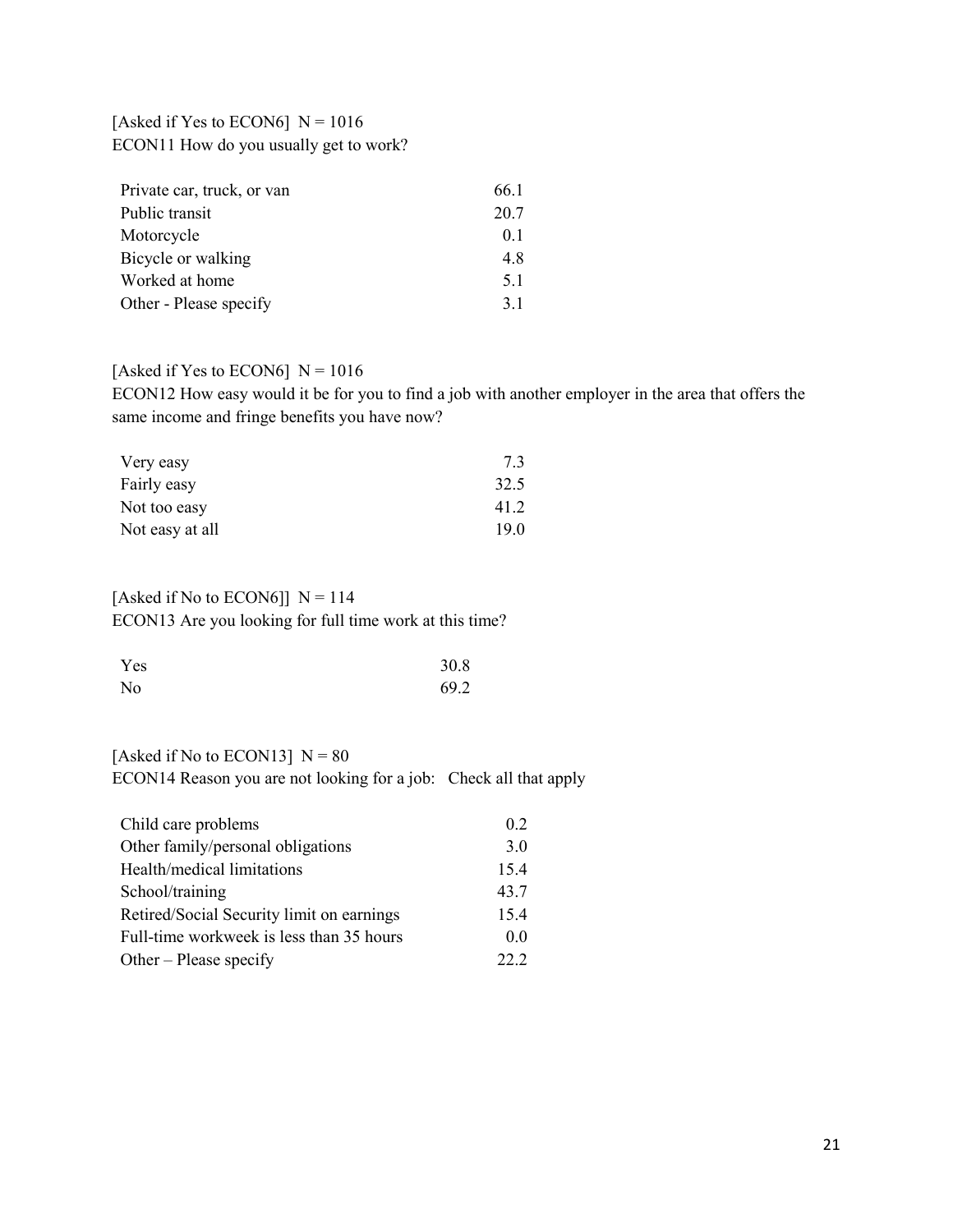[Asked if Yes to ECON6]  N = 1016
ECON11 How do you usually get to work?

| | |
|---|---|
| Private car, truck, or van | 66.1 |
| Public transit | 20.7 |
| Motorcycle | 0.1 |
| Bicycle or walking | 4.8 |
| Worked at home | 5.1 |
| Other - Please specify | 3.1 |

[Asked if Yes to ECON6]  N = 1016
ECON12 How easy would it be for you to find a job with another employer in the area that offers the same income and fringe benefits you have now?

| | |
|---|---|
| Very easy | 7.3 |
| Fairly easy | 32.5 |
| Not too easy | 41.2 |
| Not easy at all | 19.0 |

[Asked if No to ECON6]]  N = 114
ECON13 Are you looking for full time work at this time?

| | |
|---|---|
| Yes | 30.8 |
| No | 69.2 |

[Asked if No to ECON13]  N = 80
ECON14 Reason you are not looking for a job:   Check all that apply

| | |
|---|---|
| Child care problems | 0.2 |
| Other family/personal obligations | 3.0 |
| Health/medical limitations | 15.4 |
| School/training | 43.7 |
| Retired/Social Security limit on earnings | 15.4 |
| Full-time workweek is less than 35 hours | 0.0 |
| Other – Please specify | 22.2 |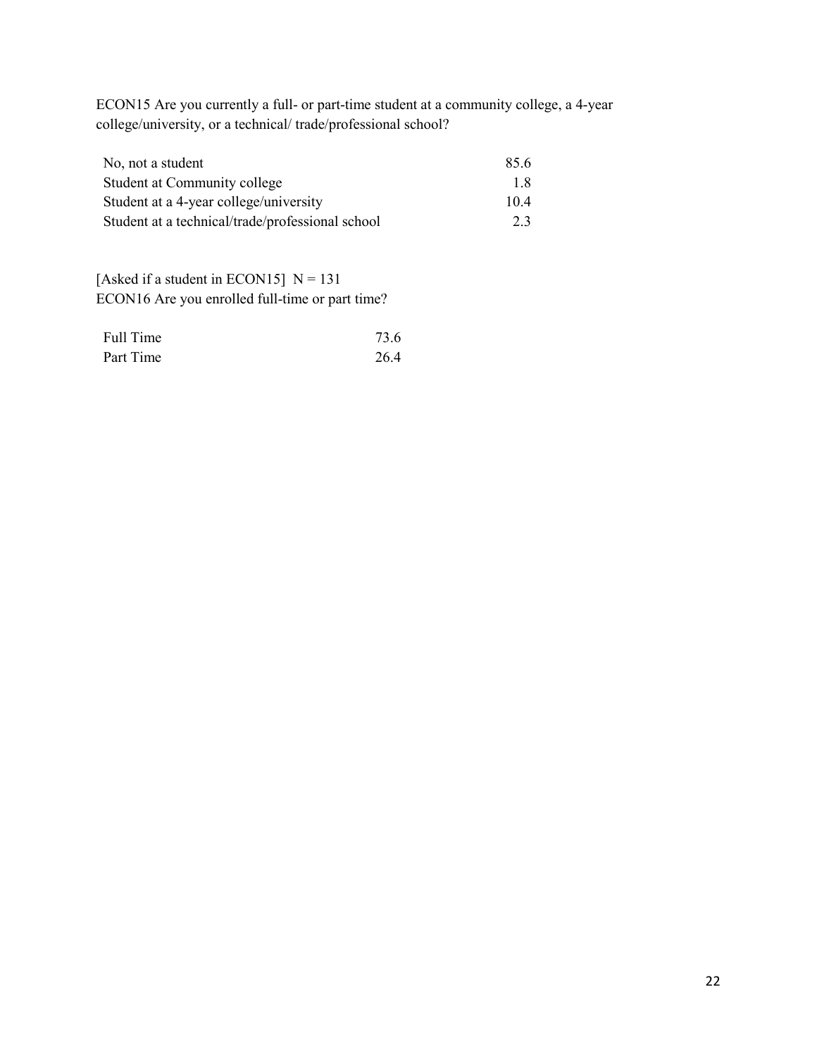ECON15 Are you currently a full- or part-time student at a community college, a 4-year college/university, or a technical/ trade/professional school?

| | |
|---|---|
| No, not a student | 85.6 |
| Student at Community college | 1.8 |
| Student at a 4-year college/university | 10.4 |
| Student at a technical/trade/professional school | 2.3 |

[Asked if a student in ECON15] N = 131
ECON16 Are you enrolled full-time or part time?

| | |
|---|---|
| Full Time | 73.6 |
| Part Time | 26.4 |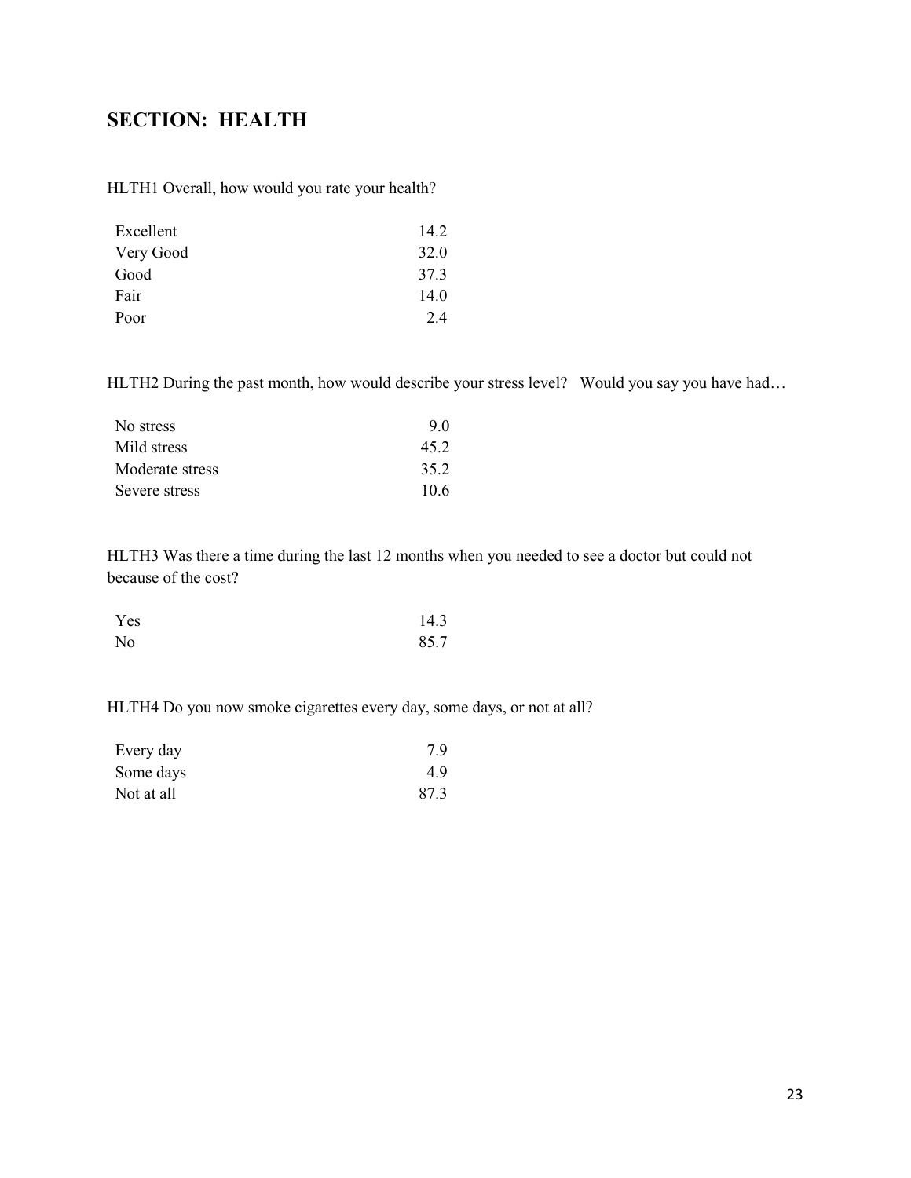## SECTION: HEALTH

HLTH1 Overall, how would you rate your health?

| | |
|---|---|
| Excellent | 14.2 |
| Very Good | 32.0 |
| Good | 37.3 |
| Fair | 14.0 |
| Poor | 2.4 |

HLTH2 During the past month, how would describe your stress level? Would you say you have had…

| | |
|---|---|
| No stress | 9.0 |
| Mild stress | 45.2 |
| Moderate stress | 35.2 |
| Severe stress | 10.6 |

HLTH3 Was there a time during the last 12 months when you needed to see a doctor but could not because of the cost?

| | |
|---|---|
| Yes | 14.3 |
| No | 85.7 |

HLTH4 Do you now smoke cigarettes every day, some days, or not at all?

| | |
|---|---|
| Every day | 7.9 |
| Some days | 4.9 |
| Not at all | 87.3 |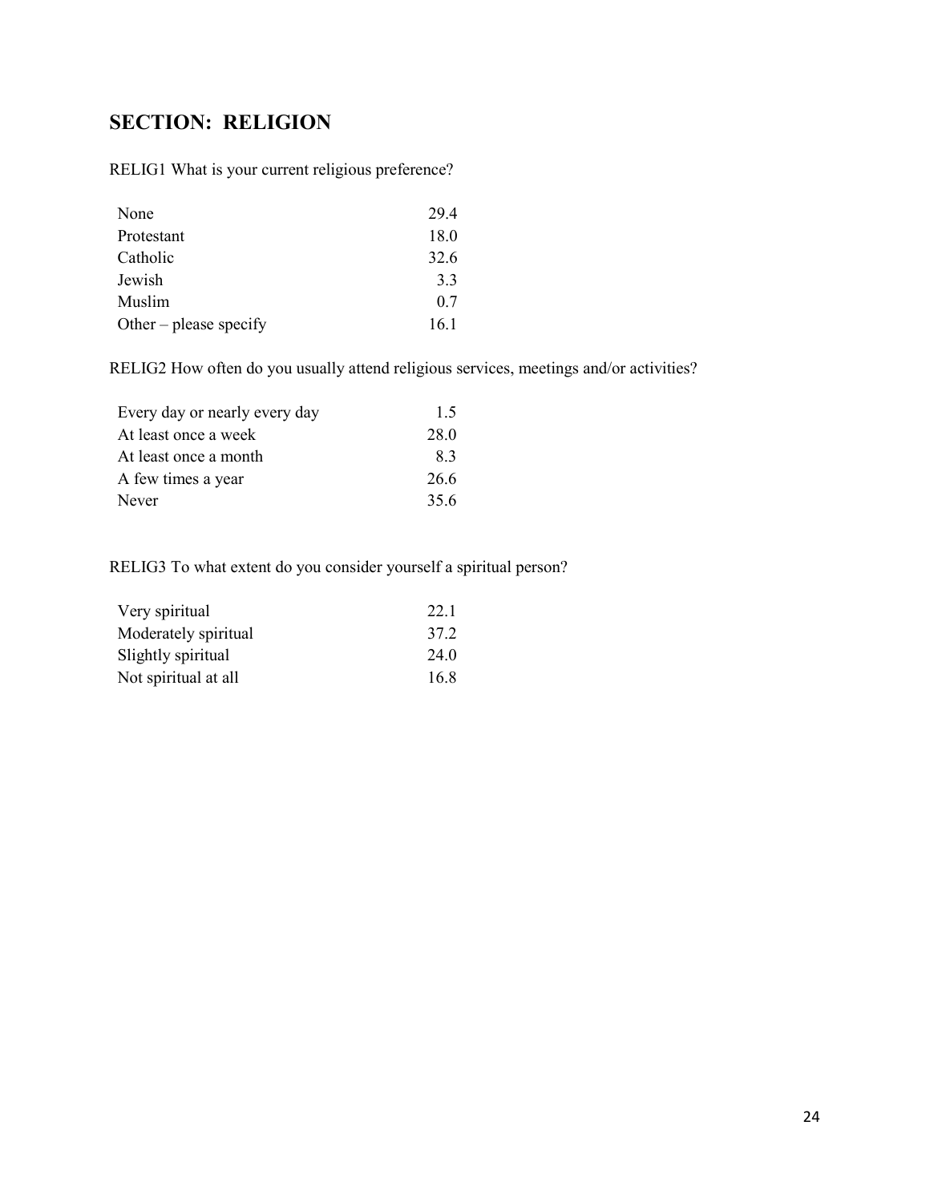## SECTION: RELIGION

RELIG1 What is your current religious preference?

| | |
|---|---|
| None | 29.4 |
| Protestant | 18.0 |
| Catholic | 32.6 |
| Jewish | 3.3 |
| Muslim | 0.7 |
| Other – please specify | 16.1 |

RELIG2 How often do you usually attend religious services, meetings and/or activities?

| | |
|---|---|
| Every day or nearly every day | 1.5 |
| At least once a week | 28.0 |
| At least once a month | 8.3 |
| A few times a year | 26.6 |
| Never | 35.6 |

RELIG3 To what extent do you consider yourself a spiritual person?

| | |
|---|---|
| Very spiritual | 22.1 |
| Moderately spiritual | 37.2 |
| Slightly spiritual | 24.0 |
| Not spiritual at all | 16.8 |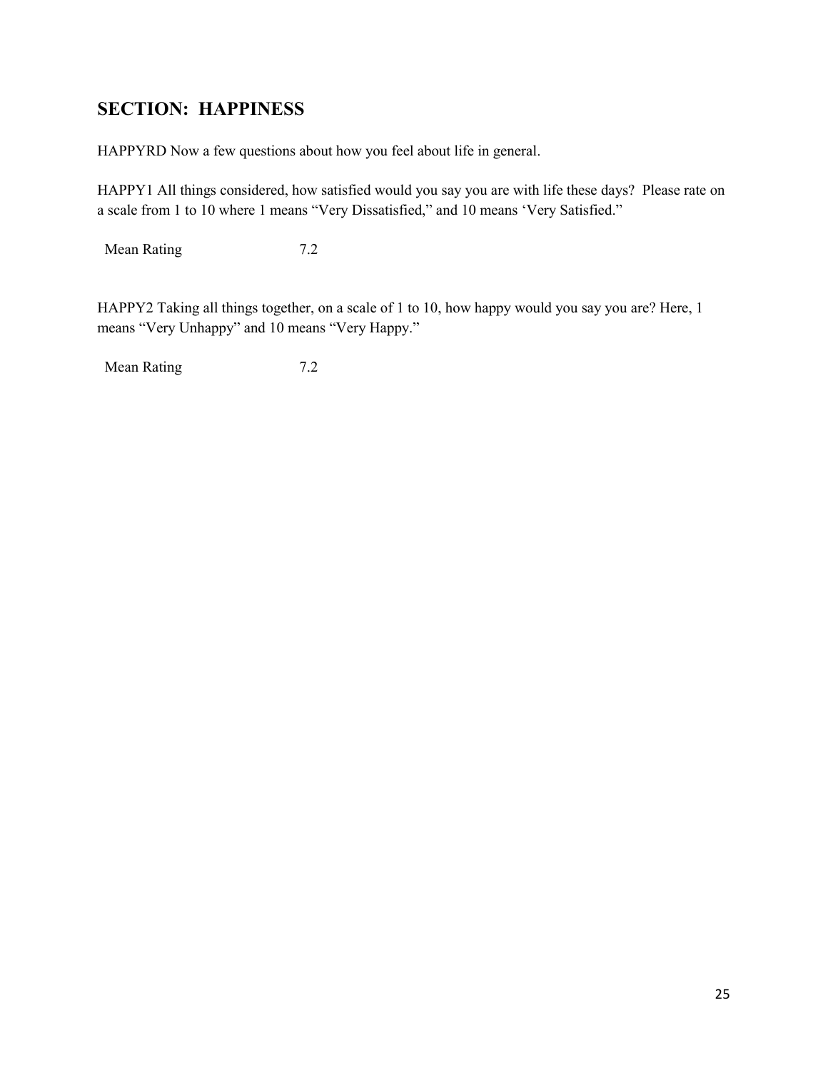## SECTION: HAPPINESS

HAPPYRD Now a few questions about how you feel about life in general.

HAPPY1 All things considered, how satisfied would you say you are with life these days? Please rate on a scale from 1 to 10 where 1 means "Very Dissatisfied," and 10 means 'Very Satisfied."

| Mean Rating | 7.2 |
|---|---|

HAPPY2 Taking all things together, on a scale of 1 to 10, how happy would you say you are? Here, 1 means "Very Unhappy" and 10 means "Very Happy."

| Mean Rating | 7.2 |
|---|---|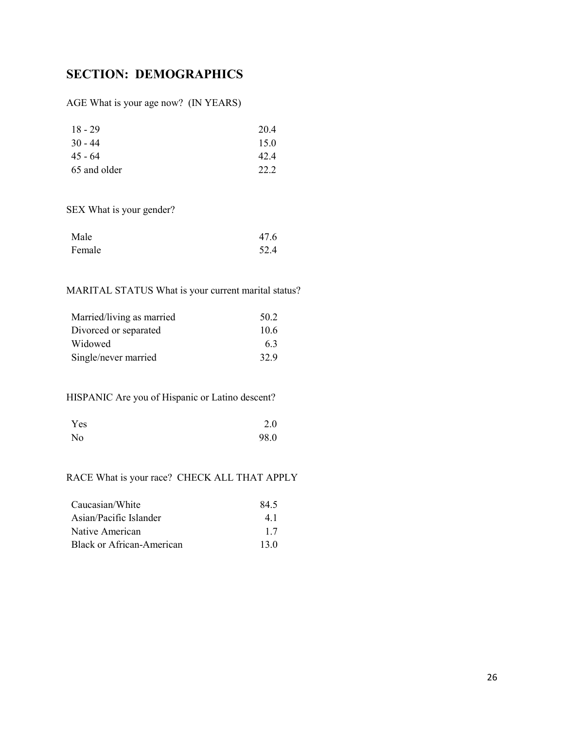## SECTION: DEMOGRAPHICS

AGE What is your age now? (IN YEARS)

| | |
|---|---|
| 18 - 29 | 20.4 |
| 30 - 44 | 15.0 |
| 45 - 64 | 42.4 |
| 65 and older | 22.2 |

SEX What is your gender?

| | |
|---|---|
| Male | 47.6 |
| Female | 52.4 |

MARITAL STATUS What is your current marital status?

| | |
|---|---|
| Married/living as married | 50.2 |
| Divorced or separated | 10.6 |
| Widowed | 6.3 |
| Single/never married | 32.9 |

HISPANIC Are you of Hispanic or Latino descent?

| | |
|---|---|
| Yes | 2.0 |
| No | 98.0 |

RACE What is your race? CHECK ALL THAT APPLY

| | |
|---|---|
| Caucasian/White | 84.5 |
| Asian/Pacific Islander | 4.1 |
| Native American | 1.7 |
| Black or African-American | 13.0 |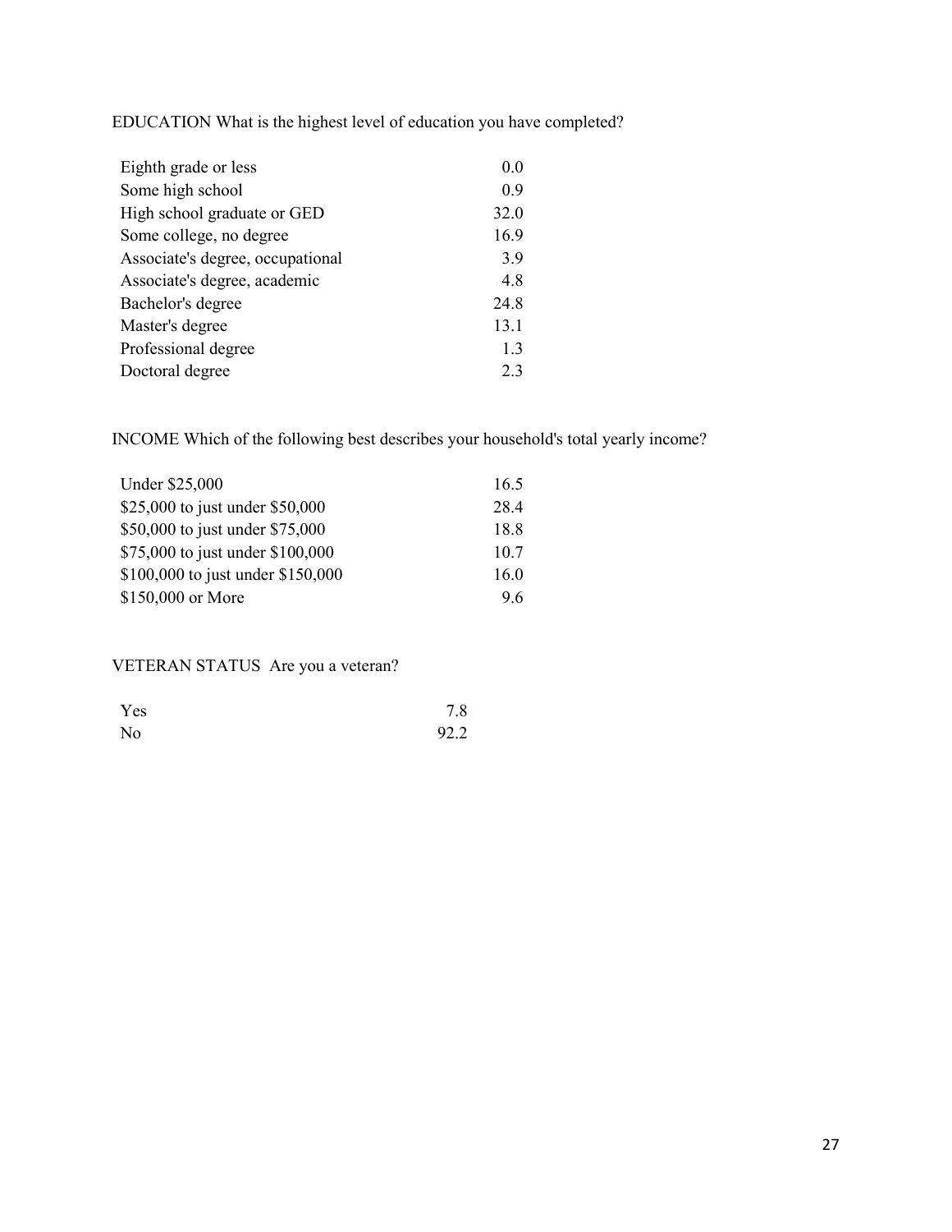EDUCATION What is the highest level of education you have completed?

| | |
|---|---|
| Eighth grade or less | 0.0 |
| Some high school | 0.9 |
| High school graduate or GED | 32.0 |
| Some college, no degree | 16.9 |
| Associate's degree, occupational | 3.9 |
| Associate's degree, academic | 4.8 |
| Bachelor's degree | 24.8 |
| Master's degree | 13.1 |
| Professional degree | 1.3 |
| Doctoral degree | 2.3 |

INCOME Which of the following best describes your household's total yearly income?

| | |
|---|---|
| Under $25,000 | 16.5 |
| $25,000 to just under $50,000 | 28.4 |
| $50,000 to just under $75,000 | 18.8 |
| $75,000 to just under $100,000 | 10.7 |
| $100,000 to just under $150,000 | 16.0 |
| $150,000 or More | 9.6 |

VETERAN STATUS Are you a veteran?

| | |
|---|---|
| Yes | 7.8 |
| No | 92.2 |